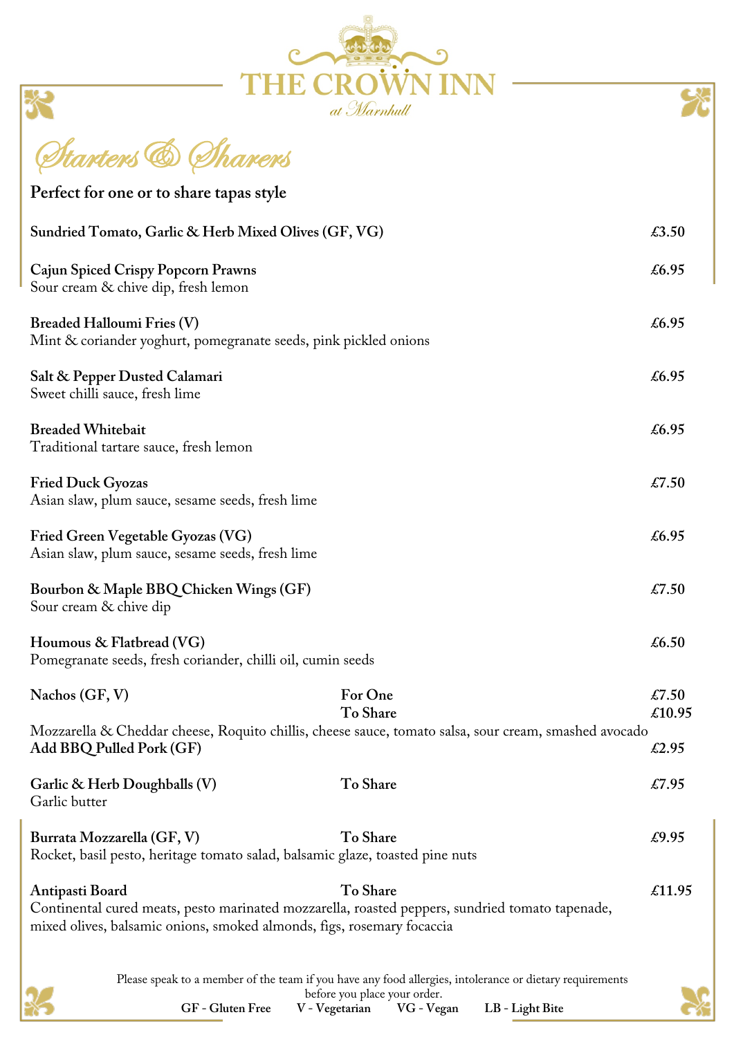# THE CROWN INN

*at Marnhull*

## *Starters & Sharers*

**Perfect for one or to share tapas style**

**Sundried Tomato, Garlic & Herb Mixed Olives (GF, VG)** — **£3.50**

**Cajun Spiced Crispy Popcorn Prawns** — **£6.95**
Sour cream & chive dip, fresh lemon

**Breaded Halloumi Fries (V)** — **£6.95**
Mint & coriander yoghurt, pomegranate seeds, pink pickled onions

**Salt & Pepper Dusted Calamari** — **£6.95**
Sweet chilli sauce, fresh lime

**Breaded Whitebait** — **£6.95**
Traditional tartare sauce, fresh lemon

**Fried Duck Gyozas** — **£7.50**
Asian slaw, plum sauce, sesame seeds, fresh lime

**Fried Green Vegetable Gyozas (VG)** — **£6.95**
Asian slaw, plum sauce, sesame seeds, fresh lime

**Bourbon & Maple BBQ Chicken Wings (GF)** — **£7.50**
Sour cream & chive dip

**Houmous & Flatbread (VG)** — **£6.50**
Pomegranate seeds, fresh coriander, chilli oil, cumin seeds

**Nachos (GF, V)** — **For One £7.50** / **To Share £10.95**
Mozzarella & Cheddar cheese, Roquito chillis, cheese sauce, tomato salsa, sour cream, smashed avocado
**Add BBQ Pulled Pork (GF)** — **£2.95**

**Garlic & Herb Doughballs (V)** — **To Share** — **£7.95**
Garlic butter

**Burrata Mozzarella (GF, V)** — **To Share** — **£9.95**
Rocket, basil pesto, heritage tomato salad, balsamic glaze, toasted pine nuts

**Antipasti Board** — **To Share** — **£11.95**
Continental cured meats, pesto marinated mozzarella, roasted peppers, sundried tomato tapenade, mixed olives, balsamic onions, smoked almonds, figs, rosemary focaccia

Please speak to a member of the team if you have any food allergies, intolerance or dietary requirements before you place your order.

**GF - Gluten Free** **V - Vegetarian** **VG - Vegan** **LB - Light Bite**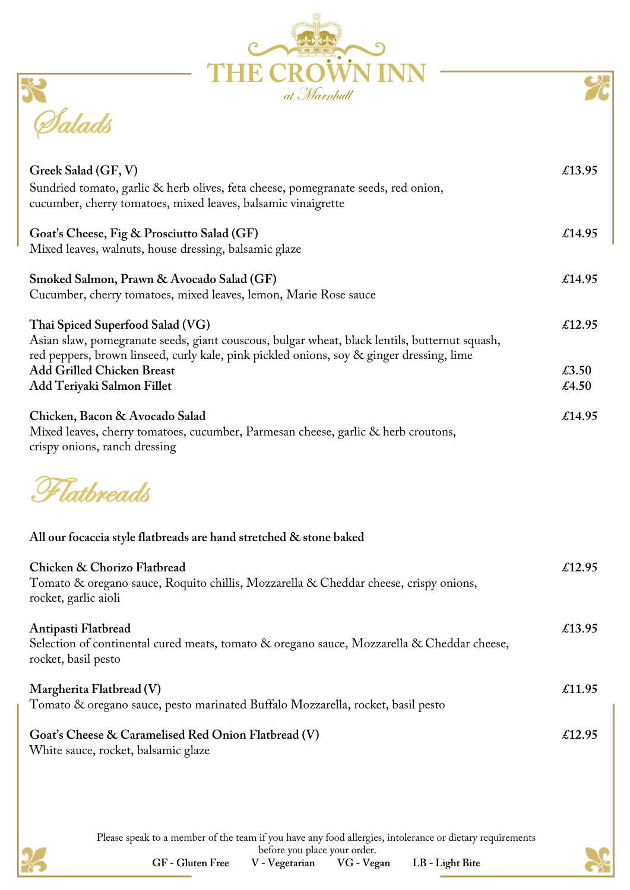# THE CROWN INN

*at Marnhull*

## *Salads*

**Greek Salad (GF, V)** £13.95
Sundried tomato, garlic & herb olives, feta cheese, pomegranate seeds, red onion, cucumber, cherry tomatoes, mixed leaves, balsamic vinaigrette

**Goat's Cheese, Fig & Prosciutto Salad (GF)** £14.95
Mixed leaves, walnuts, house dressing, balsamic glaze

**Smoked Salmon, Prawn & Avocado Salad (GF)** £14.95
Cucumber, cherry tomatoes, mixed leaves, lemon, Marie Rose sauce

**Thai Spiced Superfood Salad (VG)** £12.95
Asian slaw, pomegranate seeds, giant couscous, bulgar wheat, black lentils, butternut squash, red peppers, brown linseed, curly kale, pink pickled onions, soy & ginger dressing, lime
**Add Grilled Chicken Breast** £3.50
**Add Teriyaki Salmon Fillet** £4.50

**Chicken, Bacon & Avocado Salad** £14.95
Mixed leaves, cherry tomatoes, cucumber, Parmesan cheese, garlic & herb croutons, crispy onions, ranch dressing

## *Flatbreads*

**All our focaccia style flatbreads are hand stretched & stone baked**

**Chicken & Chorizo Flatbread** £12.95
Tomato & oregano sauce, Roquito chillis, Mozzarella & Cheddar cheese, crispy onions, rocket, garlic aioli

**Antipasti Flatbread** £13.95
Selection of continental cured meats, tomato & oregano sauce, Mozzarella & Cheddar cheese, rocket, basil pesto

**Margherita Flatbread (V)** £11.95
Tomato & oregano sauce, pesto marinated Buffalo Mozzarella, rocket, basil pesto

**Goat's Cheese & Caramelised Red Onion Flatbread (V)** £12.95
White sauce, rocket, balsamic glaze

Please speak to a member of the team if you have any food allergies, intolerance or dietary requirements before you place your order.

**GF - Gluten Free** **V - Vegetarian** **VG - Vegan** **LB - Light Bite**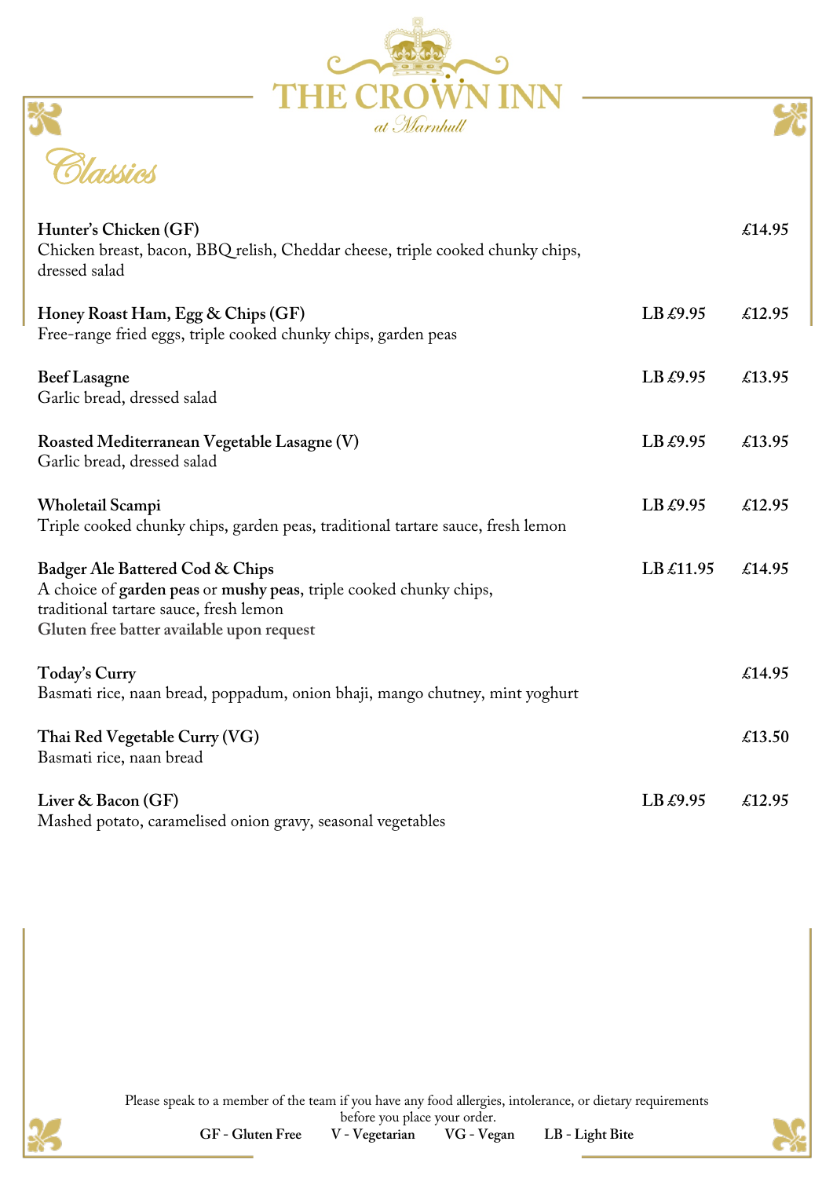# THE CROWN INN

*at Marnhull*

## *Classics*

**Hunter's Chicken (GF)** **£14.95**
Chicken breast, bacon, BBQ relish, Cheddar cheese, triple cooked chunky chips, dressed salad

**Honey Roast Ham, Egg & Chips (GF)** **LB £9.95** **£12.95**
Free-range fried eggs, triple cooked chunky chips, garden peas

**Beef Lasagne** **LB £9.95** **£13.95**
Garlic bread, dressed salad

**Roasted Mediterranean Vegetable Lasagne (V)** **LB £9.95** **£13.95**
Garlic bread, dressed salad

**Wholetail Scampi** **LB £9.95** **£12.95**
Triple cooked chunky chips, garden peas, traditional tartare sauce, fresh lemon

**Badger Ale Battered Cod & Chips** **LB £11.95** **£14.95**
A choice of **garden peas** or **mushy peas**, triple cooked chunky chips, traditional tartare sauce, fresh lemon
**Gluten free batter available upon request**

**Today's Curry** **£14.95**
Basmati rice, naan bread, poppadum, onion bhaji, mango chutney, mint yoghurt

**Thai Red Vegetable Curry (VG)** **£13.50**
Basmati rice, naan bread

**Liver & Bacon (GF)** **LB £9.95** **£12.95**
Mashed potato, caramelised onion gravy, seasonal vegetables

Please speak to a member of the team if you have any food allergies, intolerance, or dietary requirements before you place your order.

**GF - Gluten Free** **V - Vegetarian** **VG - Vegan** **LB - Light Bite**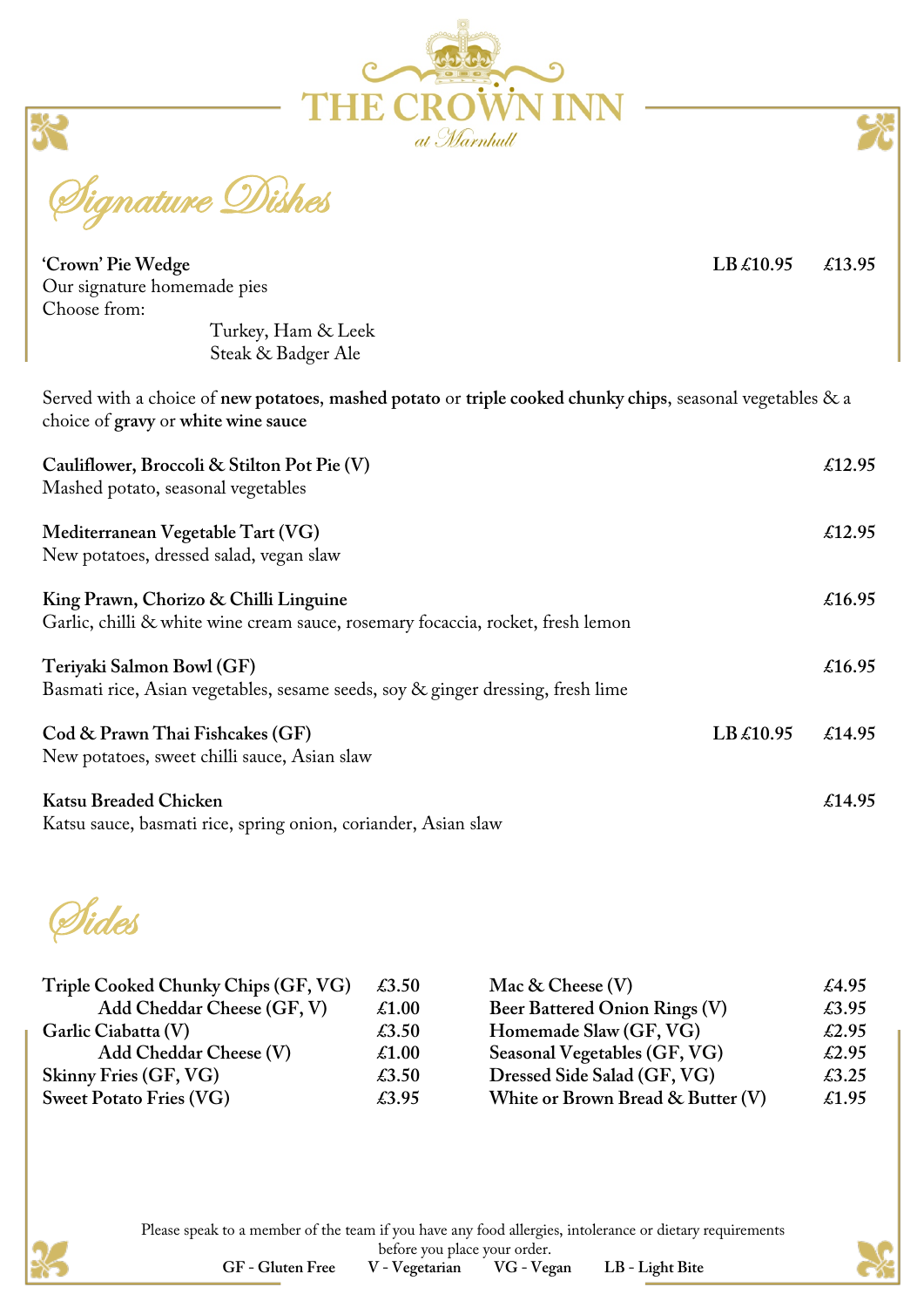# THE CROWN INN

*at Marnhull*

## Signature Dishes

**'Crown' Pie Wedge** — **LB £10.95** — **£13.95**
Our signature homemade pies
Choose from:
- Turkey, Ham & Leek
- Steak & Badger Ale

Served with a choice of **new potatoes**, **mashed potato** or **triple cooked chunky chips**, seasonal vegetables & a choice of **gravy** or **white wine sauce**

**Cauliflower, Broccoli & Stilton Pot Pie (V)** — **£12.95**
Mashed potato, seasonal vegetables

**Mediterranean Vegetable Tart (VG)** — **£12.95**
New potatoes, dressed salad, vegan slaw

**King Prawn, Chorizo & Chilli Linguine** — **£16.95**
Garlic, chilli & white wine cream sauce, rosemary focaccia, rocket, fresh lemon

**Teriyaki Salmon Bowl (GF)** — **£16.95**
Basmati rice, Asian vegetables, sesame seeds, soy & ginger dressing, fresh lime

**Cod & Prawn Thai Fishcakes (GF)** — **LB £10.95** — **£14.95**
New potatoes, sweet chilli sauce, Asian slaw

**Katsu Breaded Chicken** — **£14.95**
Katsu sauce, basmati rice, spring onion, coriander, Asian slaw

## Sides

| Item | Price |
|---|---|
| **Triple Cooked Chunky Chips (GF, VG)** | **£3.50** |
| **Add Cheddar Cheese (GF, V)** | **£1.00** |
| **Garlic Ciabatta (V)** | **£3.50** |
| **Add Cheddar Cheese (V)** | **£1.00** |
| **Skinny Fries (GF, VG)** | **£3.50** |
| **Sweet Potato Fries (VG)** | **£3.95** |
| **Mac & Cheese (V)** | **£4.95** |
| **Beer Battered Onion Rings (V)** | **£3.95** |
| **Homemade Slaw (GF, VG)** | **£2.95** |
| **Seasonal Vegetables (GF, VG)** | **£2.95** |
| **Dressed Side Salad (GF, VG)** | **£3.25** |
| **White or Brown Bread & Butter (V)** | **£1.95** |

Please speak to a member of the team if you have any food allergies, intolerance or dietary requirements before you place your order.

**GF - Gluten Free** **V - Vegetarian** **VG - Vegan** **LB - Light Bite**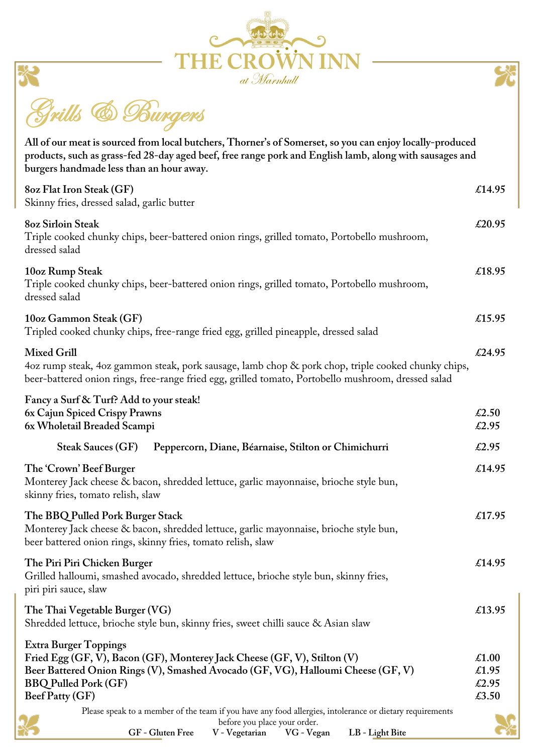# THE CROWN INN
*at Marnhull*

## Grills & Burgers

**All of our meat is sourced from local butchers, Thorner's of Somerset, so you can enjoy locally-produced products, such as grass-fed 28-day aged beef, free range pork and English lamb, along with sausages and burgers handmade less than an hour away.**

**8oz Flat Iron Steak (GF)** — **£14.95**
Skinny fries, dressed salad, garlic butter

**8oz Sirloin Steak** — **£20.95**
Triple cooked chunky chips, beer-battered onion rings, grilled tomato, Portobello mushroom, dressed salad

**10oz Rump Steak** — **£18.95**
Triple cooked chunky chips, beer-battered onion rings, grilled tomato, Portobello mushroom, dressed salad

**10oz Gammon Steak (GF)** — **£15.95**
Tripled cooked chunky chips, free-range fried egg, grilled pineapple, dressed salad

**Mixed Grill** — **£24.95**
4oz rump steak, 4oz gammon steak, pork sausage, lamb chop & pork chop, triple cooked chunky chips, beer-battered onion rings, free-range fried egg, grilled tomato, Portobello mushroom, dressed salad

**Fancy a Surf & Turf? Add to your steak!**
**6x Cajun Spiced Crispy Prawns** — **£2.50**
**6x Wholetail Breaded Scampi** — **£2.95**

**Steak Sauces (GF)** **Peppercorn, Diane, Béarnaise, Stilton or Chimichurri** — **£2.95**

**The 'Crown' Beef Burger** — **£14.95**
Monterey Jack cheese & bacon, shredded lettuce, garlic mayonnaise, brioche style bun, skinny fries, tomato relish, slaw

**The BBQ Pulled Pork Burger Stack** — **£17.95**
Monterey Jack cheese & bacon, shredded lettuce, garlic mayonnaise, brioche style bun, beer battered onion rings, skinny fries, tomato relish, slaw

**The Piri Piri Chicken Burger** — **£14.95**
Grilled halloumi, smashed avocado, shredded lettuce, brioche style bun, skinny fries, piri piri sauce, slaw

**The Thai Vegetable Burger (VG)** — **£13.95**
Shredded lettuce, brioche style bun, skinny fries, sweet chilli sauce & Asian slaw

**Extra Burger Toppings**
**Fried Egg (GF, V), Bacon (GF), Monterey Jack Cheese (GF, V), Stilton (V)** — **£1.00**
**Beer Battered Onion Rings (V), Smashed Avocado (GF, VG), Halloumi Cheese (GF, V)** — **£1.95**
**BBQ Pulled Pork (GF)** — **£2.95**
**Beef Patty (GF)** — **£3.50**

Please speak to a member of the team if you have any food allergies, intolerance or dietary requirements before you place your order.

**GF - Gluten Free** **V - Vegetarian** **VG - Vegan** **LB - Light Bite**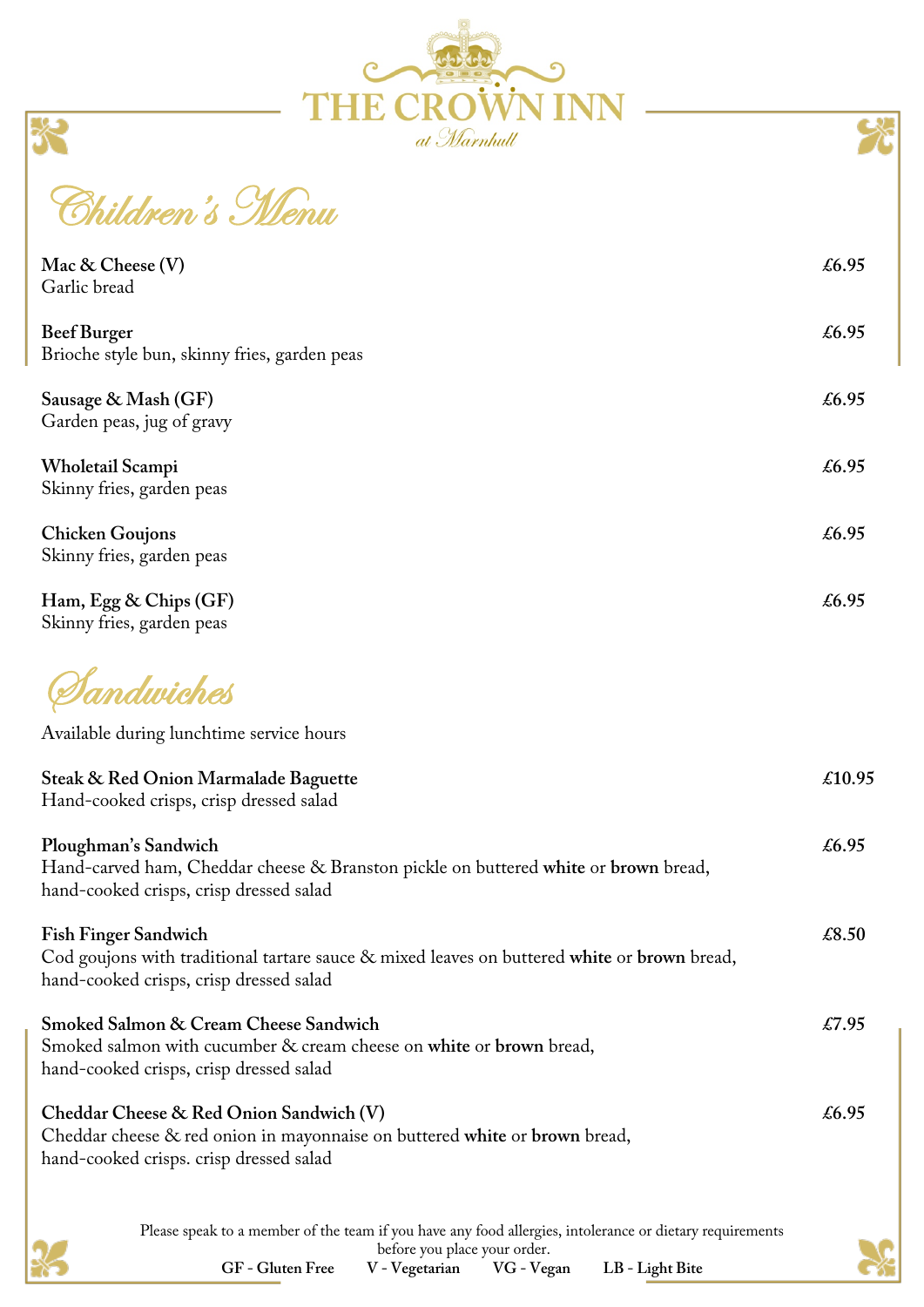# THE CROWN INN
*at Marnhull*

## *Children's Menu*

**Mac & Cheese (V)** — **£6.95**
Garlic bread

**Beef Burger** — **£6.95**
Brioche style bun, skinny fries, garden peas

**Sausage & Mash (GF)** — **£6.95**
Garden peas, jug of gravy

**Wholetail Scampi** — **£6.95**
Skinny fries, garden peas

**Chicken Goujons** — **£6.95**
Skinny fries, garden peas

**Ham, Egg & Chips (GF)** — **£6.95**
Skinny fries, garden peas

## *Sandwiches*

Available during lunchtime service hours

**Steak & Red Onion Marmalade Baguette** — **£10.95**
Hand-cooked crisps, crisp dressed salad

**Ploughman's Sandwich** — **£6.95**
Hand-carved ham, Cheddar cheese & Branston pickle on buttered **white** or **brown** bread, hand-cooked crisps, crisp dressed salad

**Fish Finger Sandwich** — **£8.50**
Cod goujons with traditional tartare sauce & mixed leaves on buttered **white** or **brown** bread, hand-cooked crisps, crisp dressed salad

**Smoked Salmon & Cream Cheese Sandwich** — **£7.95**
Smoked salmon with cucumber & cream cheese on **white** or **brown** bread, hand-cooked crisps, crisp dressed salad

**Cheddar Cheese & Red Onion Sandwich (V)** — **£6.95**
Cheddar cheese & red onion in mayonnaise on buttered **white** or **brown** bread, hand-cooked crisps. crisp dressed salad

Please speak to a member of the team if you have any food allergies, intolerance or dietary requirements before you place your order.

**GF - Gluten Free** **V - Vegetarian** **VG - Vegan** **LB - Light Bite**